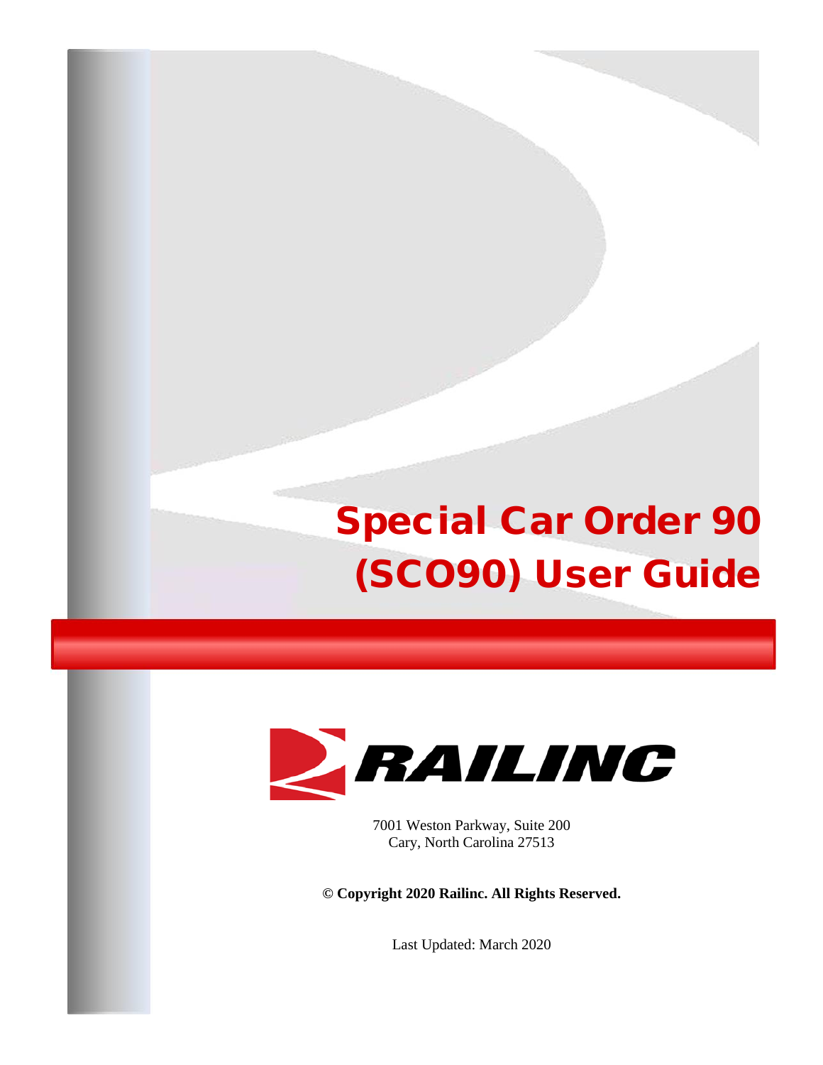# Special Car Order 90 (SCO90) User Guide

RAILINC

7001 Weston Parkway, Suite 200
Cary, North Carolina 27513

**© Copyright 2020 Railinc. All Rights Reserved.**

Last Updated: March 2020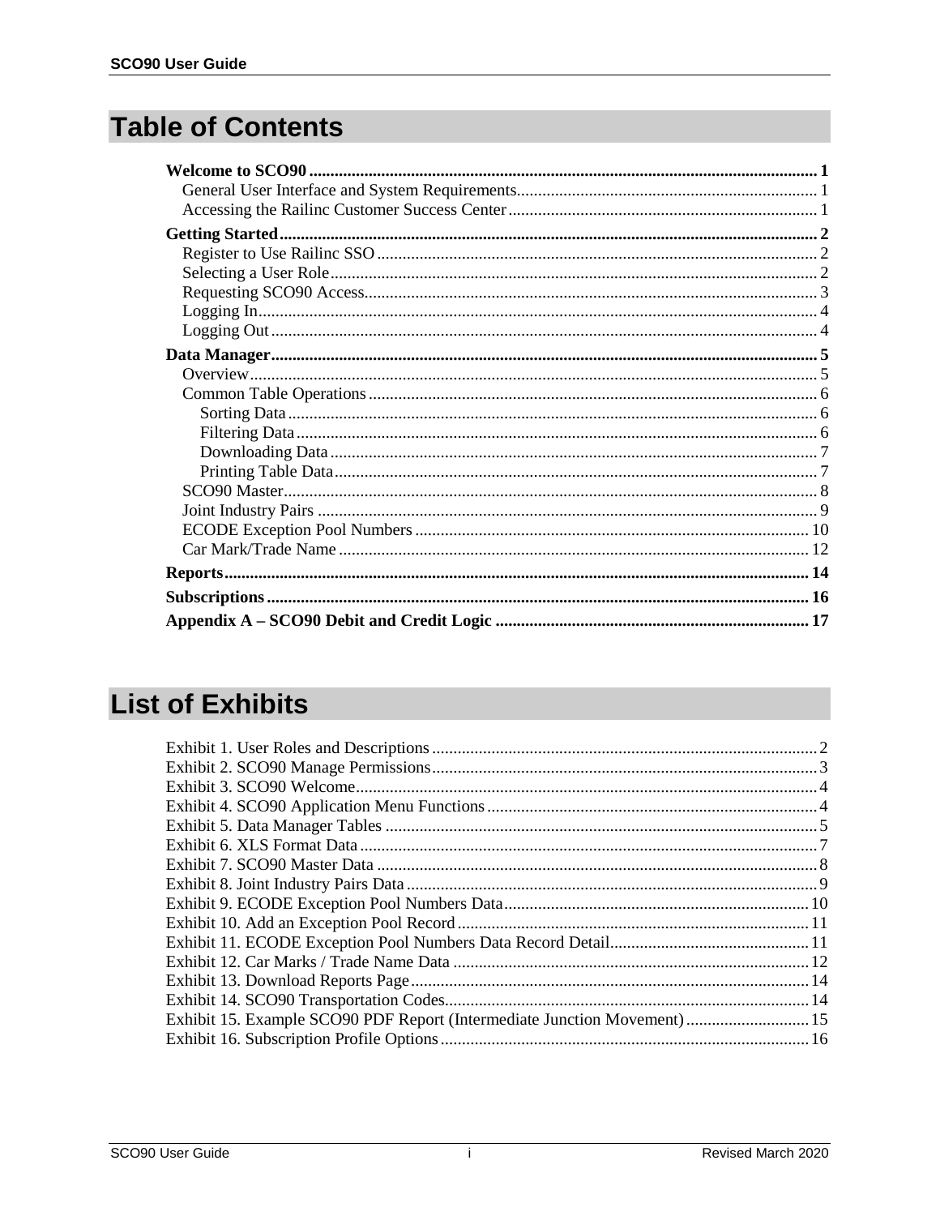# Table of Contents

**Welcome to SCO90** ........ **1**
- General User Interface and System Requirements ........ 1
- Accessing the Railinc Customer Success Center ........ 1

**Getting Started** ........ **2**
- Register to Use Railinc SSO ........ 2
- Selecting a User Role ........ 2
- Requesting SCO90 Access ........ 3
- Logging In ........ 4
- Logging Out ........ 4

**Data Manager** ........ **5**
- Overview ........ 5
- Common Table Operations ........ 6
  - Sorting Data ........ 6
  - Filtering Data ........ 6
  - Downloading Data ........ 7
  - Printing Table Data ........ 7
- SCO90 Master ........ 8
- Joint Industry Pairs ........ 9
- ECODE Exception Pool Numbers ........ 10
- Car Mark/Trade Name ........ 12

**Reports** ........ **14**

**Subscriptions** ........ **16**

**Appendix A – SCO90 Debit and Credit Logic** ........ **17**

# List of Exhibits

- Exhibit 1. User Roles and Descriptions ........ 2
- Exhibit 2. SCO90 Manage Permissions ........ 3
- Exhibit 3. SCO90 Welcome ........ 4
- Exhibit 4. SCO90 Application Menu Functions ........ 4
- Exhibit 5. Data Manager Tables ........ 5
- Exhibit 6. XLS Format Data ........ 7
- Exhibit 7. SCO90 Master Data ........ 8
- Exhibit 8. Joint Industry Pairs Data ........ 9
- Exhibit 9. ECODE Exception Pool Numbers Data ........ 10
- Exhibit 10. Add an Exception Pool Record ........ 11
- Exhibit 11. ECODE Exception Pool Numbers Data Record Detail ........ 11
- Exhibit 12. Car Marks / Trade Name Data ........ 12
- Exhibit 13. Download Reports Page ........ 14
- Exhibit 14. SCO90 Transportation Codes ........ 14
- Exhibit 15. Example SCO90 PDF Report (Intermediate Junction Movement) ........ 15
- Exhibit 16. Subscription Profile Options ........ 16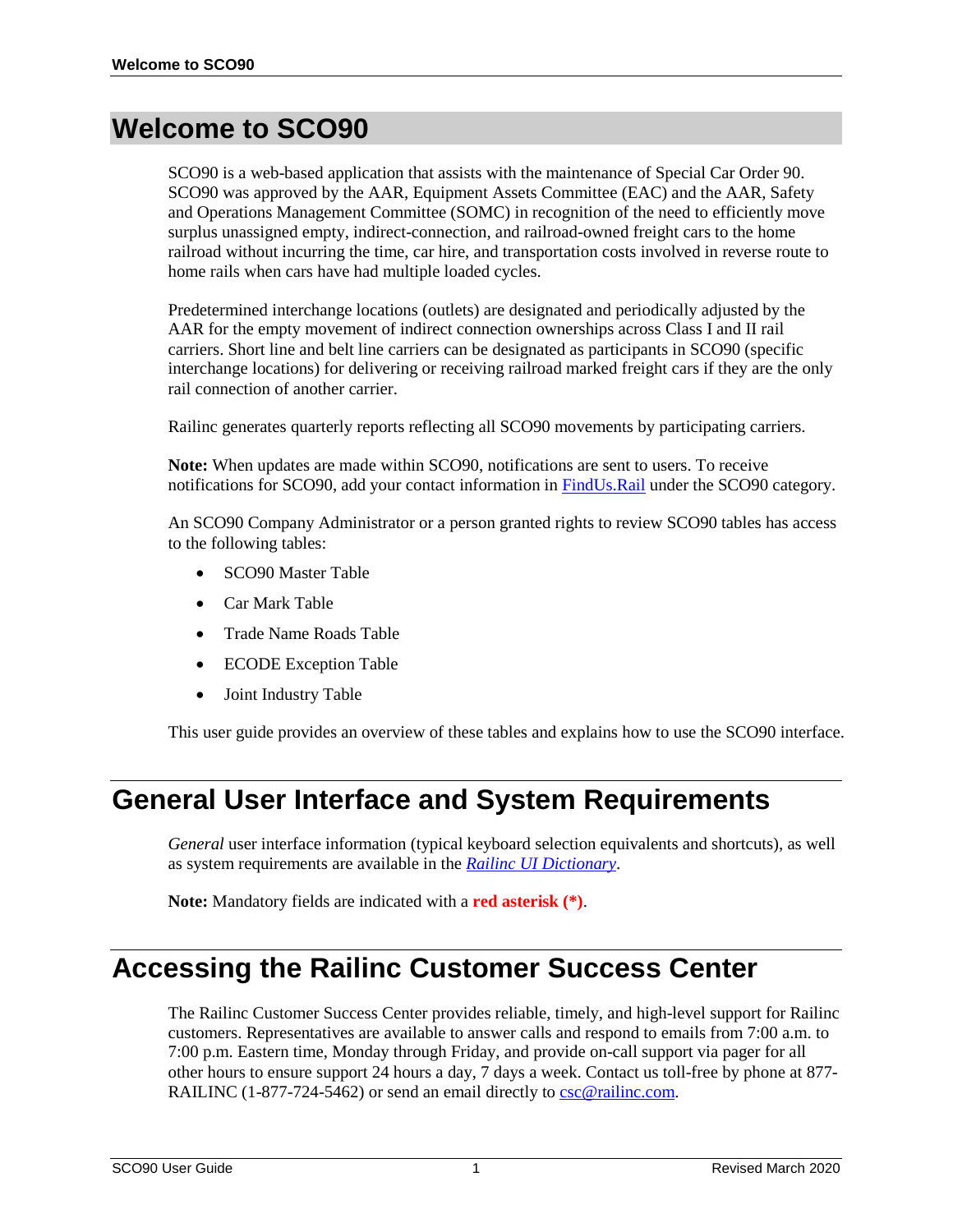# Welcome to SCO90

SCO90 is a web-based application that assists with the maintenance of Special Car Order 90. SCO90 was approved by the AAR, Equipment Assets Committee (EAC) and the AAR, Safety and Operations Management Committee (SOMC) in recognition of the need to efficiently move surplus unassigned empty, indirect-connection, and railroad-owned freight cars to the home railroad without incurring the time, car hire, and transportation costs involved in reverse route to home rails when cars have had multiple loaded cycles.

Predetermined interchange locations (outlets) are designated and periodically adjusted by the AAR for the empty movement of indirect connection ownerships across Class I and II rail carriers. Short line and belt line carriers can be designated as participants in SCO90 (specific interchange locations) for delivering or receiving railroad marked freight cars if they are the only rail connection of another carrier.

Railinc generates quarterly reports reflecting all SCO90 movements by participating carriers.

**Note:** When updates are made within SCO90, notifications are sent to users. To receive notifications for SCO90, add your contact information in [FindUs.Rail] under the SCO90 category.

An SCO90 Company Administrator or a person granted rights to review SCO90 tables has access to the following tables:

- SCO90 Master Table
- Car Mark Table
- Trade Name Roads Table
- ECODE Exception Table
- Joint Industry Table

This user guide provides an overview of these tables and explains how to use the SCO90 interface.

# General User Interface and System Requirements

*General* user interface information (typical keyboard selection equivalents and shortcuts), as well as system requirements are available in the *Railinc UI Dictionary*.

**Note:** Mandatory fields are indicated with a **red asterisk (*)**.

# Accessing the Railinc Customer Success Center

The Railinc Customer Success Center provides reliable, timely, and high-level support for Railinc customers. Representatives are available to answer calls and respond to emails from 7:00 a.m. to 7:00 p.m. Eastern time, Monday through Friday, and provide on-call support via pager for all other hours to ensure support 24 hours a day, 7 days a week. Contact us toll-free by phone at 877-RAILINC (1-877-724-5462) or send an email directly to csc@railinc.com.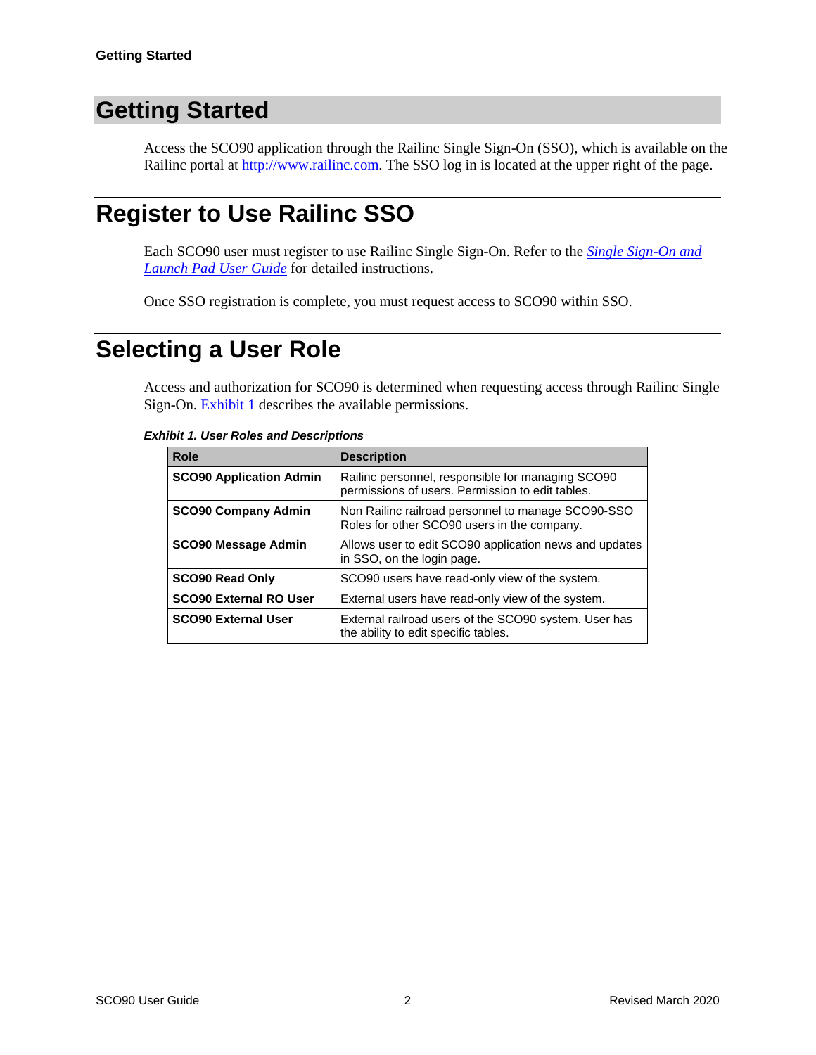# Getting Started

Access the SCO90 application through the Railinc Single Sign-On (SSO), which is available on the Railinc portal at http://www.railinc.com. The SSO log in is located at the upper right of the page.

# Register to Use Railinc SSO

Each SCO90 user must register to use Railinc Single Sign-On. Refer to the *Single Sign-On and Launch Pad User Guide* for detailed instructions.

Once SSO registration is complete, you must request access to SCO90 within SSO.

# Selecting a User Role

Access and authorization for SCO90 is determined when requesting access through Railinc Single Sign-On. Exhibit 1 describes the available permissions.

***Exhibit 1. User Roles and Descriptions***

| Role | Description |
|---|---|
| **SCO90 Application Admin** | Railinc personnel, responsible for managing SCO90 permissions of users. Permission to edit tables. |
| **SCO90 Company Admin** | Non Railinc railroad personnel to manage SCO90-SSO Roles for other SCO90 users in the company. |
| **SCO90 Message Admin** | Allows user to edit SCO90 application news and updates in SSO, on the login page. |
| **SCO90 Read Only** | SCO90 users have read-only view of the system. |
| **SCO90 External RO User** | External users have read-only view of the system. |
| **SCO90 External User** | External railroad users of the SCO90 system. User has the ability to edit specific tables. |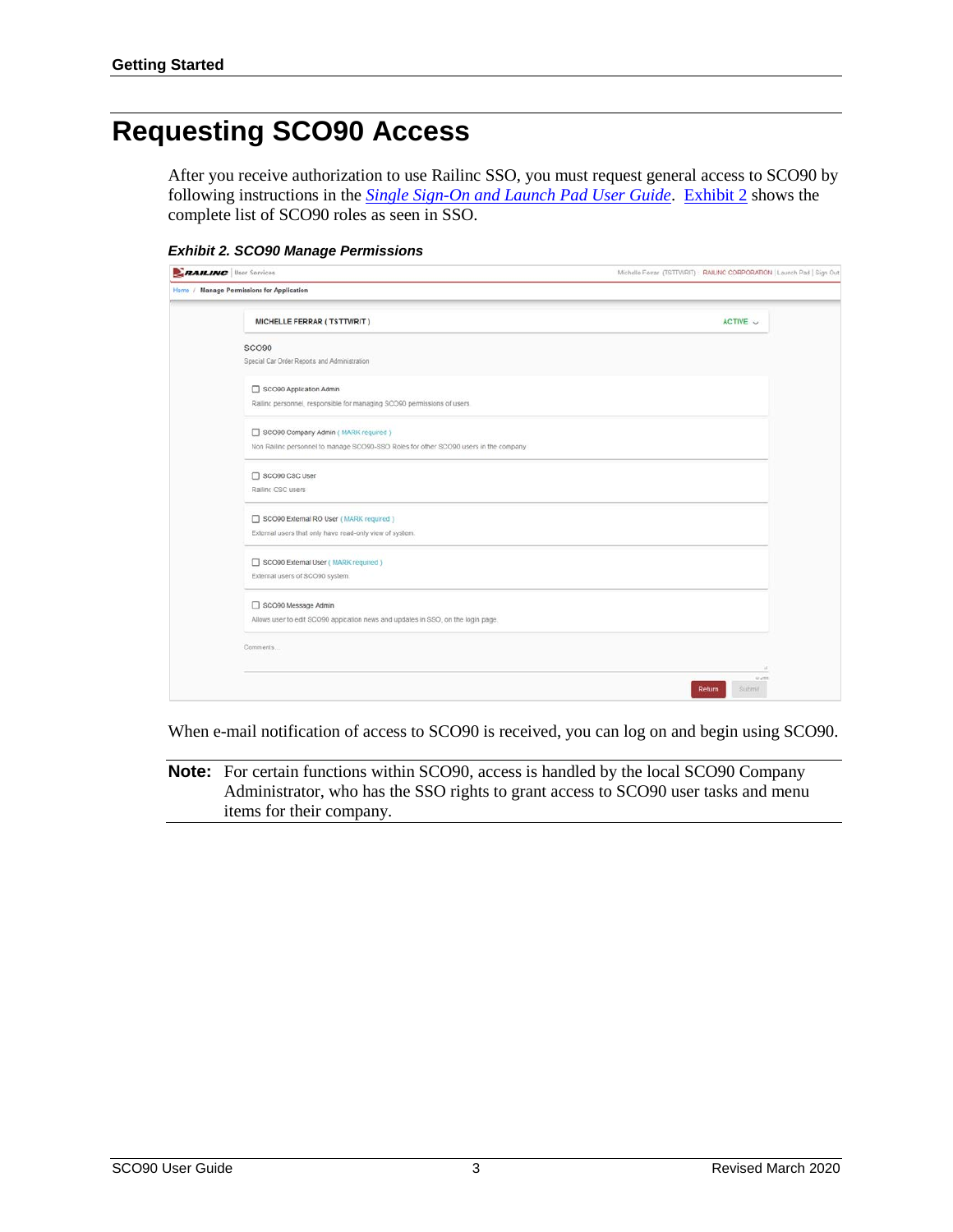# Requesting SCO90 Access

After you receive authorization to use Railinc SSO, you must request general access to SCO90 by following instructions in the *Single Sign-On and Launch Pad User Guide*. Exhibit 2 shows the complete list of SCO90 roles as seen in SSO.

***Exhibit 2. SCO90 Manage Permissions***

When e-mail notification of access to SCO90 is received, you can log on and begin using SCO90.

**Note:** For certain functions within SCO90, access is handled by the local SCO90 Company Administrator, who has the SSO rights to grant access to SCO90 user tasks and menu items for their company.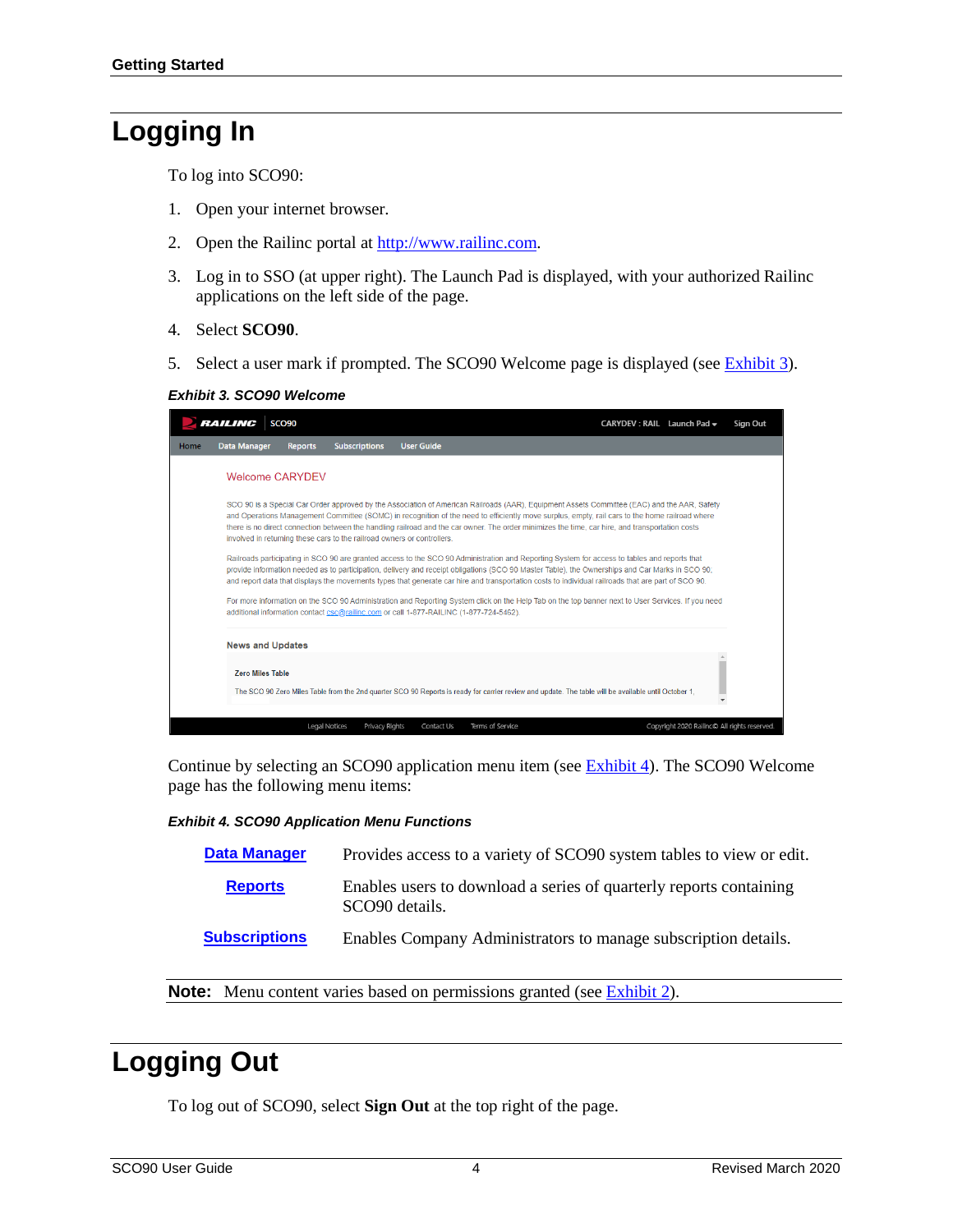## Logging In

To log into SCO90:

1. Open your internet browser.
2. Open the Railinc portal at http://www.railinc.com.
3. Log in to SSO (at upper right). The Launch Pad is displayed, with your authorized Railinc applications on the left side of the page.
4. Select **SCO90**.
5. Select a user mark if prompted. The SCO90 Welcome page is displayed (see Exhibit 3).

***Exhibit 3. SCO90 Welcome***

Continue by selecting an SCO90 application menu item (see Exhibit 4). The SCO90 Welcome page has the following menu items:

***Exhibit 4. SCO90 Application Menu Functions***

| | |
|---|---|
| **Data Manager** | Provides access to a variety of SCO90 system tables to view or edit. |
| **Reports** | Enables users to download a series of quarterly reports containing SCO90 details. |
| **Subscriptions** | Enables Company Administrators to manage subscription details. |

**Note:** Menu content varies based on permissions granted (see Exhibit 2).

## Logging Out

To log out of SCO90, select **Sign Out** at the top right of the page.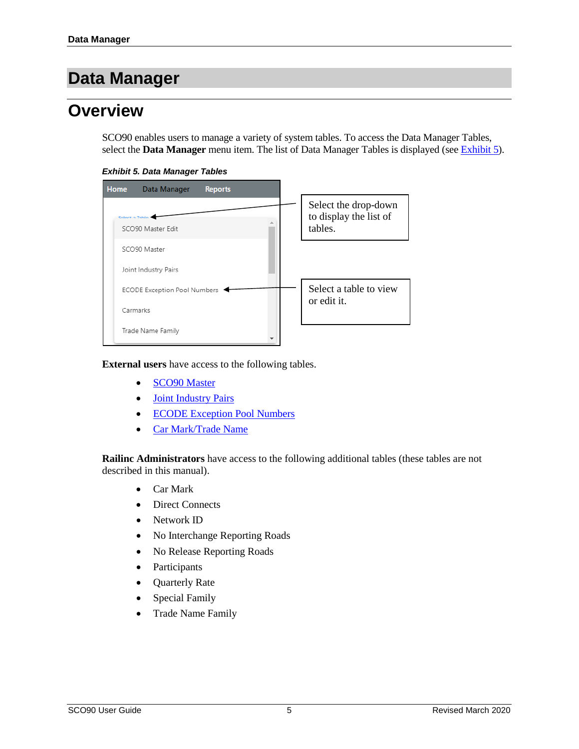# Data Manager

## Overview

SCO90 enables users to manage a variety of system tables. To access the Data Manager Tables, select the **Data Manager** menu item. The list of Data Manager Tables is displayed (see Exhibit 5).

***Exhibit 5. Data Manager Tables***

Home Data Manager Reports

Select a Table

- SCO90 Master Edit
- SCO90 Master
- Joint Industry Pairs
- ECODE Exception Pool Numbers
- Carmarks
- Trade Name Family

Select the drop-down to display the list of tables.

Select a table to view or edit it.

**External users** have access to the following tables.

- SCO90 Master
- Joint Industry Pairs
- ECODE Exception Pool Numbers
- Car Mark/Trade Name

**Railinc Administrators** have access to the following additional tables (these tables are not described in this manual).

- Car Mark
- Direct Connects
- Network ID
- No Interchange Reporting Roads
- No Release Reporting Roads
- Participants
- Quarterly Rate
- Special Family
- Trade Name Family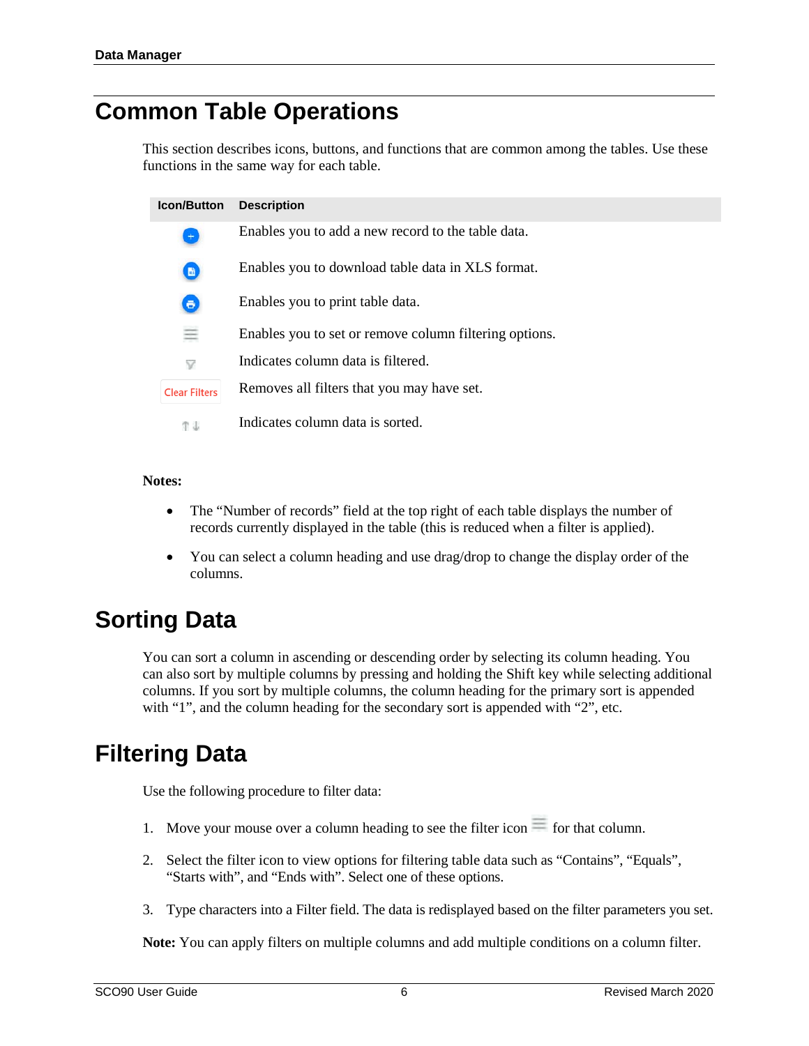## Common Table Operations

This section describes icons, buttons, and functions that are common among the tables. Use these functions in the same way for each table.

| Icon/Button | Description |
|---|---|
| + | Enables you to add a new record to the table data. |
| | Enables you to download table data in XLS format. |
| | Enables you to print table data. |
| ≡ | Enables you to set or remove column filtering options. |
| | Indicates column data is filtered. |
| Clear Filters | Removes all filters that you may have set. |
| ↑↓ | Indicates column data is sorted. |

**Notes:**

- The “Number of records” field at the top right of each table displays the number of records currently displayed in the table (this is reduced when a filter is applied).
- You can select a column heading and use drag/drop to change the display order of the columns.

## Sorting Data

You can sort a column in ascending or descending order by selecting its column heading. You can also sort by multiple columns by pressing and holding the Shift key while selecting additional columns. If you sort by multiple columns, the column heading for the primary sort is appended with “1”, and the column heading for the secondary sort is appended with “2”, etc.

## Filtering Data

Use the following procedure to filter data:

1. Move your mouse over a column heading to see the filter icon ≡ for that column.
2. Select the filter icon to view options for filtering table data such as “Contains”, “Equals”, “Starts with”, and “Ends with”. Select one of these options.
3. Type characters into a Filter field. The data is redisplayed based on the filter parameters you set.

**Note:** You can apply filters on multiple columns and add multiple conditions on a column filter.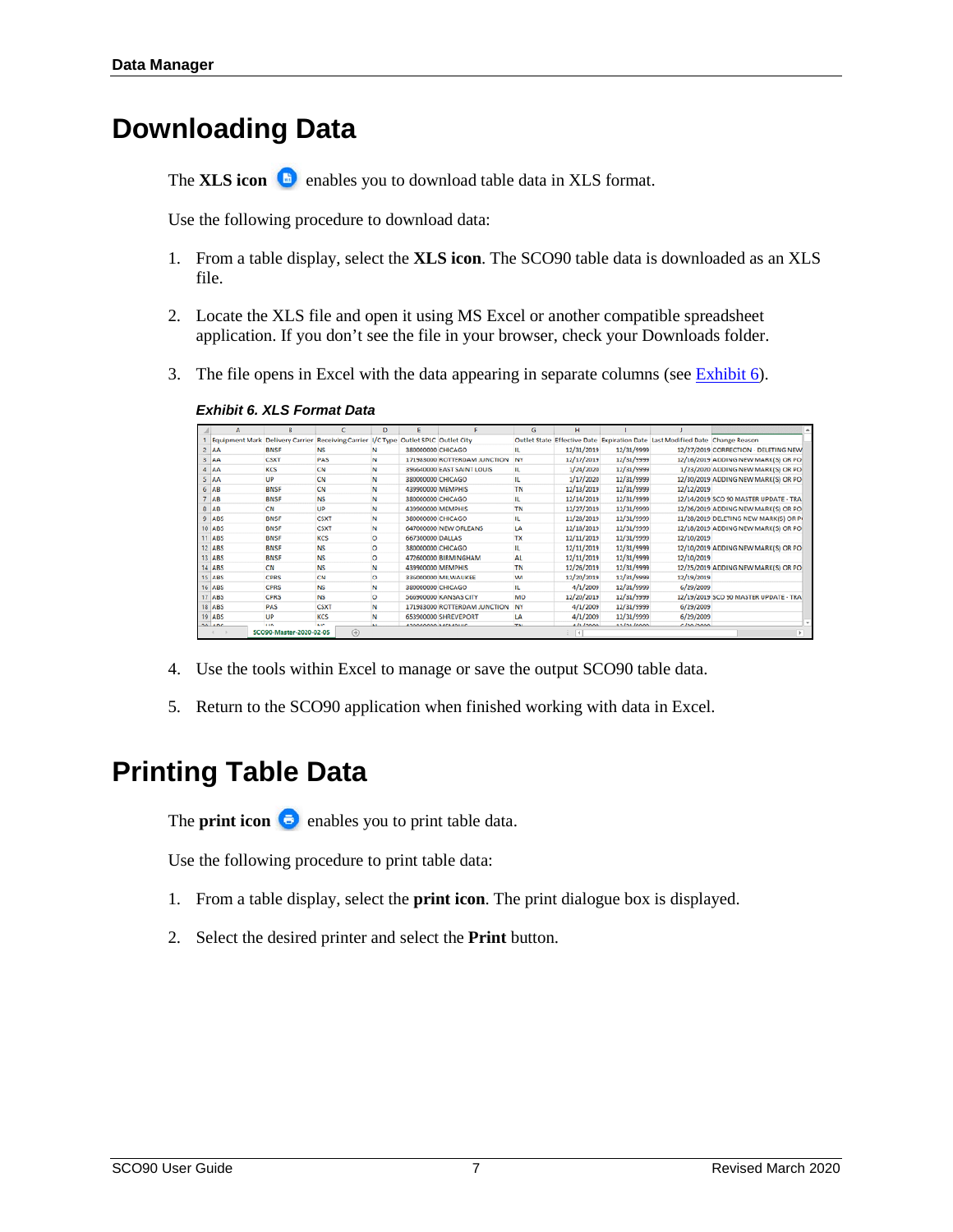# Downloading Data

The **XLS icon** enables you to download table data in XLS format.

Use the following procedure to download data:

1. From a table display, select the **XLS icon**. The SCO90 table data is downloaded as an XLS file.
2. Locate the XLS file and open it using MS Excel or another compatible spreadsheet application. If you don't see the file in your browser, check your Downloads folder.
3. The file opens in Excel with the data appearing in separate columns (see Exhibit 6).

***Exhibit 6. XLS Format Data***

| Equipment Mark | Delivery Carrier | Receiving Carrier | I/C Type | Outlet SPLC | Outlet City | Outlet State | Effective Date | Expiration Date | Last Modified Date | Change Reason |
|---|---|---|---|---|---|---|---|---|---|---|
| AA | BNSF | NS | N | 380000000 | CHICAGO | IL | 12/31/2019 | 12/31/9999 | 12/17/2019 | CORRECTION - DELETING NEW |
| AA | CSXT | PAS | N | 171983000 | ROTTERDAM JUNCTION | NY | 12/17/2019 | 12/31/9999 | 12/16/2019 | ADDING NEW MARK(S) OR PO |
| AA | KCS | CN | N | 396640000 | EAST SAINT LOUIS | IL | 1/29/2020 | 12/31/9999 | 1/23/2020 | ADDING NEW MARK(S) OR PO |
| AA | UP | CN | N | 380000000 | CHICAGO | IL | 1/17/2020 | 12/31/9999 | 12/30/2019 | ADDING NEW MARK(S) OR PO |
| AB | BNSF | CN | N | 439900000 | MEMPHIS | TN | 12/13/2019 | 12/31/9999 | 12/12/2019 | |
| AB | BNSF | NS | N | 380000000 | CHICAGO | IL | 12/14/2019 | 12/31/9999 | 12/14/2019 | SCO 90 MASTER UPDATE - TRA |
| AB | CN | UP | N | 439900000 | MEMPHIS | TN | 12/27/2019 | 12/31/9999 | 12/26/2019 | ADDING NEW MARK(S) OR PO |
| ABS | BNSF | CSXT | N | 380000000 | CHICAGO | IL | 11/28/2019 | 12/31/9999 | 11/18/2019 | DELETING NEW MARK(S) OR P |
| ABS | BNSF | CSXT | N | 647000000 | NEW ORLEANS | LA | 12/18/2019 | 12/31/9999 | 12/18/2019 | ADDING NEW MARK(S) OR PO |
| ABS | BNSF | KCS | O | 667300000 | DALLAS | TX | 12/11/2019 | 12/31/9999 | 12/10/2019 | |
| ABS | BNSF | NS | O | 380000000 | CHICAGO | IL | 12/11/2019 | 12/31/9999 | 12/10/2019 | ADDING NEW MARK(S) OR PO |
| ABS | BNSF | NS | O | 472600000 | BIRMINGHAM | AL | 12/11/2019 | 12/31/9999 | 12/10/2019 | |
| ABS | CN | NS | N | 439900000 | MEMPHIS | TN | 12/26/2019 | 12/31/9999 | 12/25/2019 | ADDING NEW MARK(S) OR PO |
| ABS | CPRS | CN | O | 336000000 | MILWAUKEE | WI | 12/20/2019 | 12/31/9999 | 12/19/2019 | |
| ABS | CPRS | NS | N | 380000000 | CHICAGO | IL | 4/1/2009 | 12/31/9999 | 6/29/2009 | |
| ABS | CPRS | NS | O | 566900000 | KANSAS CITY | MO | 12/20/2019 | 12/31/9999 | 12/19/2019 | SCO 90 MASTER UPDATE - TRA |
| ABS | PAS | CSXT | N | 171983000 | ROTTERDAM JUNCTION | NY | 4/1/2009 | 12/31/9999 | 6/29/2009 | |
| ABS | UP | KCS | N | 653900000 | SHREVEPORT | LA | 4/1/2009 | 12/31/9999 | 6/29/2009 | |

SCO90-Master-2020-02-05

4. Use the tools within Excel to manage or save the output SCO90 table data.
5. Return to the SCO90 application when finished working with data in Excel.

# Printing Table Data

The **print icon** enables you to print table data.

Use the following procedure to print table data:

1. From a table display, select the **print icon**. The print dialogue box is displayed.
2. Select the desired printer and select the **Print** button.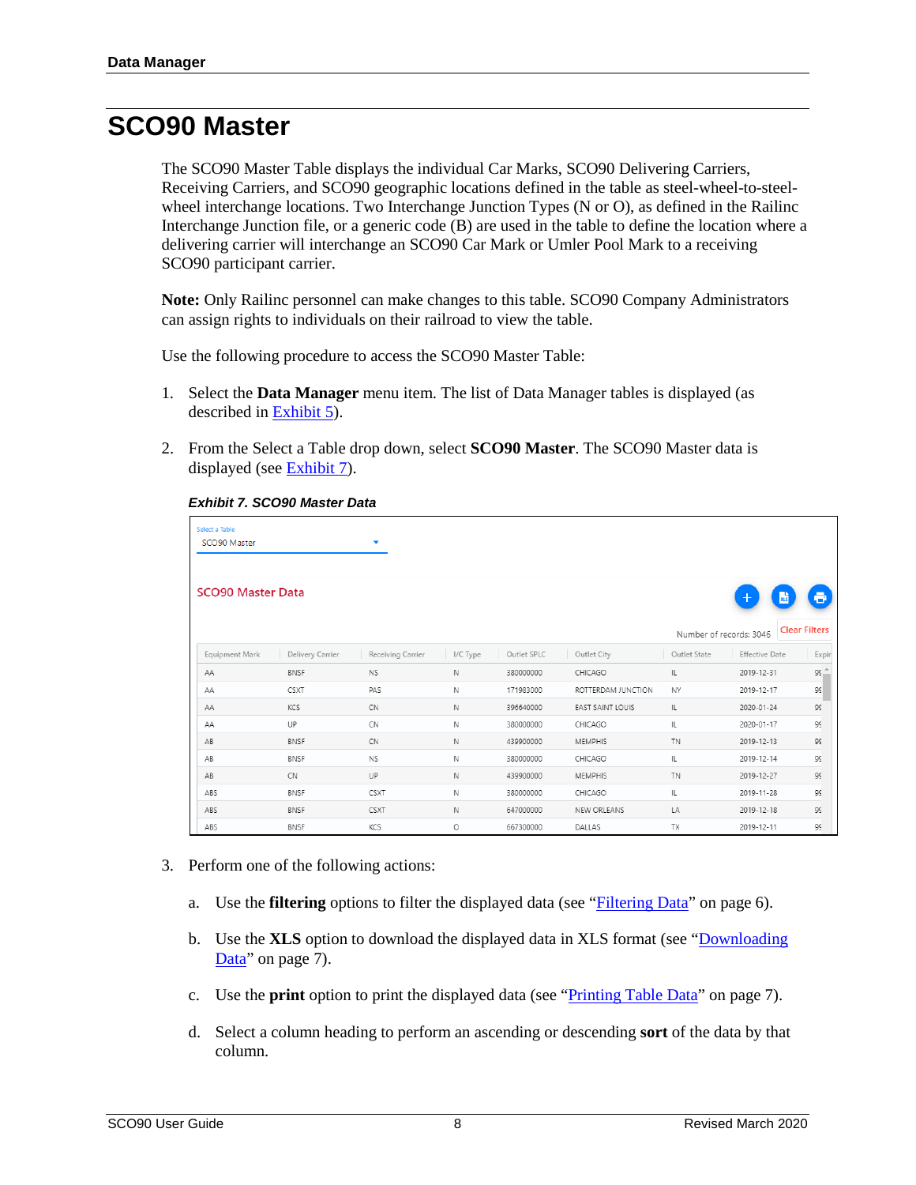# SCO90 Master

The SCO90 Master Table displays the individual Car Marks, SCO90 Delivering Carriers, Receiving Carriers, and SCO90 geographic locations defined in the table as steel-wheel-to-steel-wheel interchange locations. Two Interchange Junction Types (N or O), as defined in the Railinc Interchange Junction file, or a generic code (B) are used in the table to define the location where a delivering carrier will interchange an SCO90 Car Mark or Umler Pool Mark to a receiving SCO90 participant carrier.

**Note:** Only Railinc personnel can make changes to this table. SCO90 Company Administrators can assign rights to individuals on their railroad to view the table.

Use the following procedure to access the SCO90 Master Table:

1. Select the **Data Manager** menu item. The list of Data Manager tables is displayed (as described in Exhibit 5).

2. From the Select a Table drop down, select **SCO90 Master**. The SCO90 Master data is displayed (see Exhibit 7).

***Exhibit 7. SCO90 Master Data***

Select a Table: SCO90 Master

SCO90 Master Data

Number of records: 3046 | Clear Filters

| Equipment Mark | Delivery Carrier | Receiving Carrier | I/C Type | Outlet SPLC | Outlet City | Outlet State | Effective Date | Expir |
|---|---|---|---|---|---|---|---|---|
| AA | BNSF | NS | N | 380000000 | CHICAGO | IL | 2019-12-31 | 9¢ |
| AA | CSXT | PAS | N | 171983000 | ROTTERDAM JUNCTION | NY | 2019-12-17 | 9¢ |
| AA | KCS | CN | N | 396640000 | EAST SAINT LOUIS | IL | 2020-01-24 | 9¢ |
| AA | UP | CN | N | 380000000 | CHICAGO | IL | 2020-01-17 | 9¢ |
| AB | BNSF | CN | N | 439900000 | MEMPHIS | TN | 2019-12-13 | 9¢ |
| AB | BNSF | NS | N | 380000000 | CHICAGO | IL | 2019-12-14 | 9¢ |
| AB | CN | UP | N | 439900000 | MEMPHIS | TN | 2019-12-27 | 9¢ |
| ABS | BNSF | CSXT | N | 380000000 | CHICAGO | IL | 2019-11-28 | 9¢ |
| ABS | BNSF | CSXT | N | 647000000 | NEW ORLEANS | LA | 2019-12-18 | 9¢ |
| ABS | BNSF | KCS | O | 667300000 | DALLAS | TX | 2019-12-11 | 9¢ |

3. Perform one of the following actions:

   a. Use the **filtering** options to filter the displayed data (see "Filtering Data" on page 6).

   b. Use the **XLS** option to download the displayed data in XLS format (see "Downloading Data" on page 7).

   c. Use the **print** option to print the displayed data (see "Printing Table Data" on page 7).

   d. Select a column heading to perform an ascending or descending **sort** of the data by that column.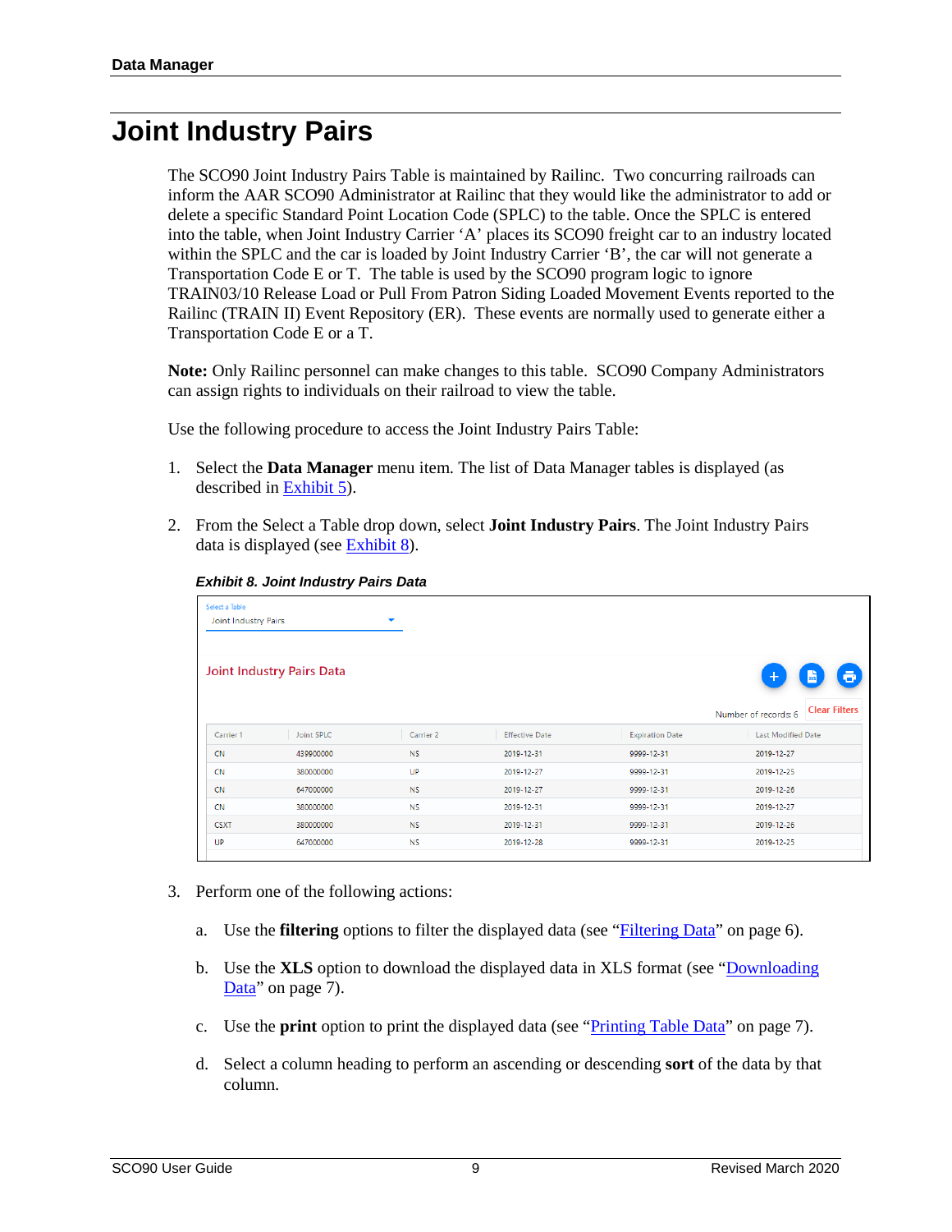# Joint Industry Pairs

The SCO90 Joint Industry Pairs Table is maintained by Railinc. Two concurring railroads can inform the AAR SCO90 Administrator at Railinc that they would like the administrator to add or delete a specific Standard Point Location Code (SPLC) to the table. Once the SPLC is entered into the table, when Joint Industry Carrier 'A' places its SCO90 freight car to an industry located within the SPLC and the car is loaded by Joint Industry Carrier 'B', the car will not generate a Transportation Code E or T. The table is used by the SCO90 program logic to ignore TRAIN03/10 Release Load or Pull From Patron Siding Loaded Movement Events reported to the Railinc (TRAIN II) Event Repository (ER). These events are normally used to generate either a Transportation Code E or a T.

**Note:** Only Railinc personnel can make changes to this table. SCO90 Company Administrators can assign rights to individuals on their railroad to view the table.

Use the following procedure to access the Joint Industry Pairs Table:

1. Select the **Data Manager** menu item. The list of Data Manager tables is displayed (as described in Exhibit 5).

2. From the Select a Table drop down, select **Joint Industry Pairs**. The Joint Industry Pairs data is displayed (see Exhibit 8).

***Exhibit 8. Joint Industry Pairs Data***

Select a Table: Joint Industry Pairs

Joint Industry Pairs Data

Number of records: 6    Clear Filters

| Carrier 1 | Joint SPLC | Carrier 2 | Effective Date | Expiration Date | Last Modified Date |
|---|---|---|---|---|---|
| CN | 439900000 | NS | 2019-12-31 | 9999-12-31 | 2019-12-27 |
| CN | 380000000 | UP | 2019-12-27 | 9999-12-31 | 2019-12-25 |
| CN | 647000000 | NS | 2019-12-27 | 9999-12-31 | 2019-12-26 |
| CN | 380000000 | NS | 2019-12-31 | 9999-12-31 | 2019-12-27 |
| CSXT | 380000000 | NS | 2019-12-31 | 9999-12-31 | 2019-12-26 |
| UP | 647000000 | NS | 2019-12-28 | 9999-12-31 | 2019-12-25 |

3. Perform one of the following actions:

   a. Use the **filtering** options to filter the displayed data (see "Filtering Data" on page 6).

   b. Use the **XLS** option to download the displayed data in XLS format (see "Downloading Data" on page 7).

   c. Use the **print** option to print the displayed data (see "Printing Table Data" on page 7).

   d. Select a column heading to perform an ascending or descending **sort** of the data by that column.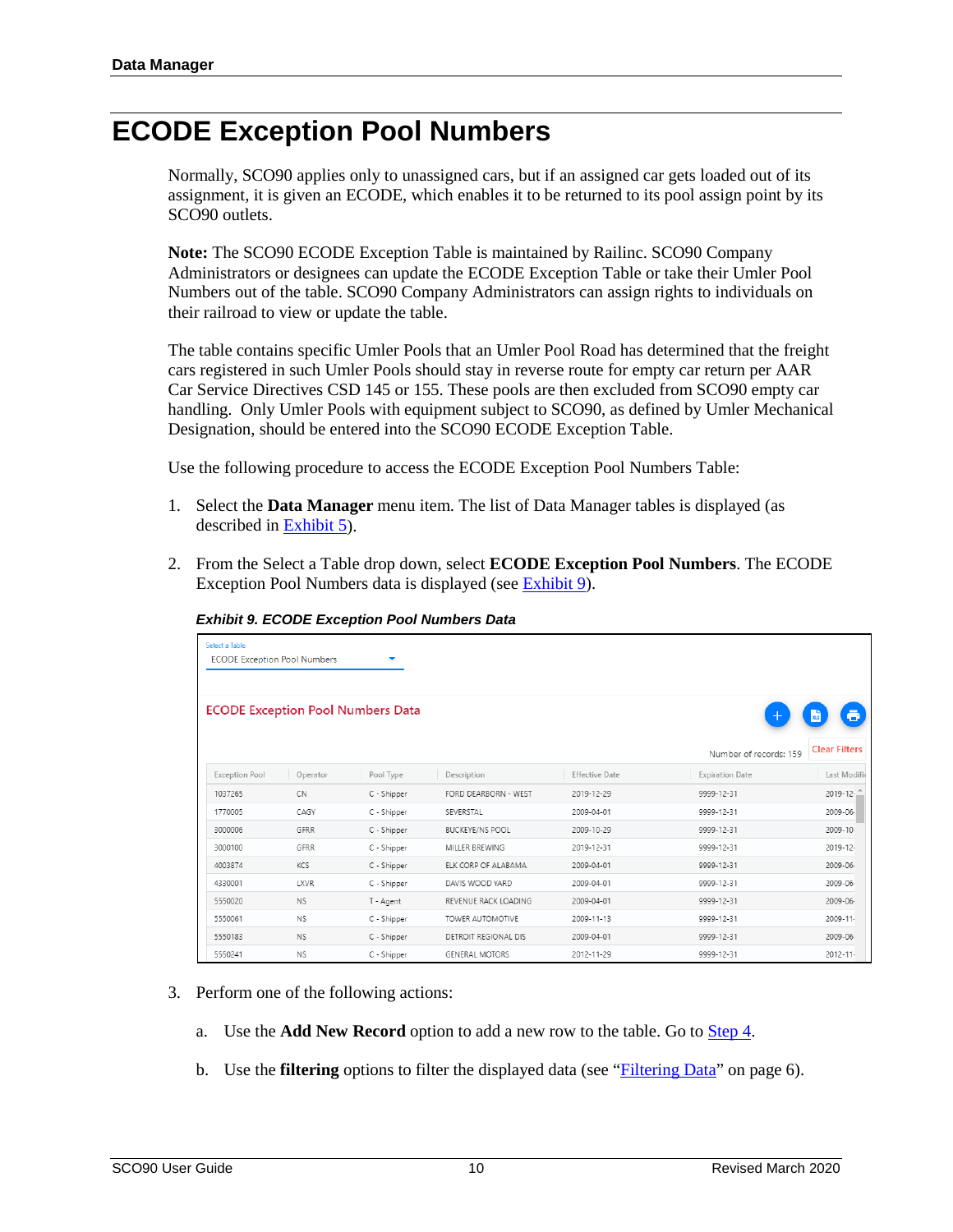# ECODE Exception Pool Numbers

Normally, SCO90 applies only to unassigned cars, but if an assigned car gets loaded out of its assignment, it is given an ECODE, which enables it to be returned to its pool assign point by its SCO90 outlets.

**Note:** The SCO90 ECODE Exception Table is maintained by Railinc. SCO90 Company Administrators or designees can update the ECODE Exception Table or take their Umler Pool Numbers out of the table. SCO90 Company Administrators can assign rights to individuals on their railroad to view or update the table.

The table contains specific Umler Pools that an Umler Pool Road has determined that the freight cars registered in such Umler Pools should stay in reverse route for empty car return per AAR Car Service Directives CSD 145 or 155. These pools are then excluded from SCO90 empty car handling. Only Umler Pools with equipment subject to SCO90, as defined by Umler Mechanical Designation, should be entered into the SCO90 ECODE Exception Table.

Use the following procedure to access the ECODE Exception Pool Numbers Table:

1. Select the **Data Manager** menu item. The list of Data Manager tables is displayed (as described in Exhibit 5).

2. From the Select a Table drop down, select **ECODE Exception Pool Numbers**. The ECODE Exception Pool Numbers data is displayed (see Exhibit 9).

***Exhibit 9. ECODE Exception Pool Numbers Data***

Select a table: ECODE Exception Pool Numbers

ECODE Exception Pool Numbers Data

Number of records: 159 | Clear Filters

| Exception Pool | Operator | Pool Type | Description | Effective Date | Expiration Date | Last Modifi |
|---|---|---|---|---|---|---|
| 1037265 | CN | C - Shipper | FORD DEARBORN - WEST | 2019-12-29 | 9999-12-31 | 2019-12- |
| 1770005 | CAGY | C - Shipper | SEVERSTAL | 2009-04-01 | 9999-12-31 | 2009-06- |
| 3000006 | GFRR | C - Shipper | BUCKEYE/NS POOL | 2009-10-29 | 9999-12-31 | 2009-10- |
| 3000100 | GFRR | C - Shipper | MILLER BREWING | 2019-12-31 | 9999-12-31 | 2019-12- |
| 4003874 | KCS | C - Shipper | ELK CORP OF ALABAMA | 2009-04-01 | 9999-12-31 | 2009-06- |
| 4330001 | LXVR | C - Shipper | DAVIS WOOD YARD | 2009-04-01 | 9999-12-31 | 2009-06- |
| 5550020 | NS | T - Agent | REVENUE RACK LOADING | 2009-04-01 | 9999-12-31 | 2009-06- |
| 5550061 | NS | C - Shipper | TOWER AUTOMOTIVE | 2009-11-13 | 9999-12-31 | 2009-11- |
| 5550183 | NS | C - Shipper | DETROIT REGIONAL DIS | 2009-04-01 | 9999-12-31 | 2009-06- |
| 5550241 | NS | C - Shipper | GENERAL MOTORS | 2012-11-29 | 9999-12-31 | 2012-11- |

3. Perform one of the following actions:

   a. Use the **Add New Record** option to add a new row to the table. Go to Step 4.

   b. Use the **filtering** options to filter the displayed data (see "Filtering Data" on page 6).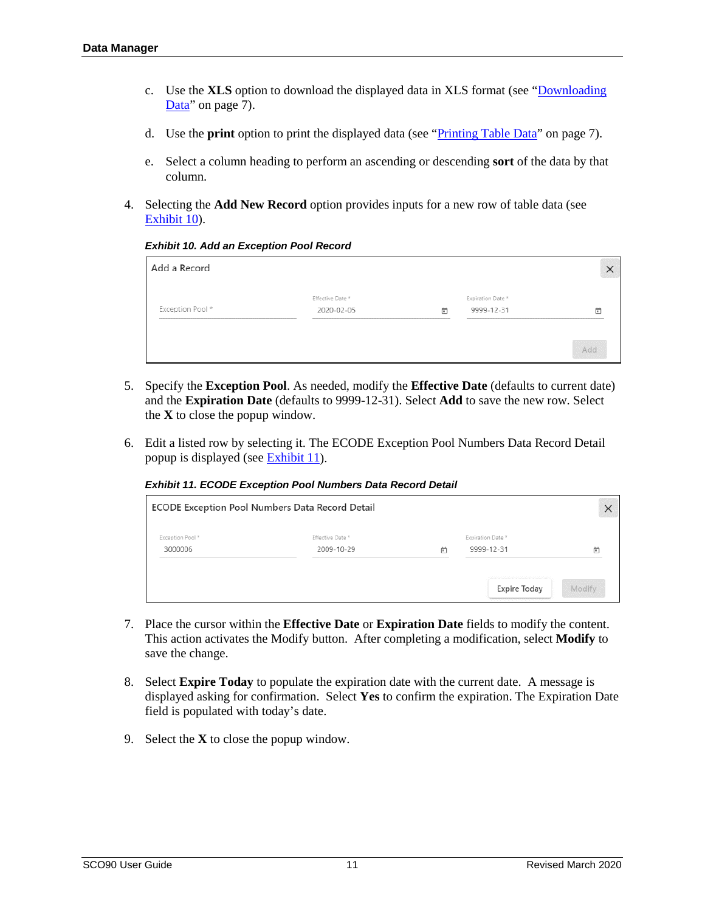c. Use the **XLS** option to download the displayed data in XLS format (see "Downloading Data" on page 7).

d. Use the **print** option to print the displayed data (see "Printing Table Data" on page 7).

e. Select a column heading to perform an ascending or descending **sort** of the data by that column.

4. Selecting the **Add New Record** option provides inputs for a new row of table data (see Exhibit 10).

***Exhibit 10. Add an Exception Pool Record***

Add a Record

| Exception Pool * | Effective Date * | Expiration Date * |
|---|---|---|
| | 2020-02-05 | 9999-12-31 |

Add

5. Specify the **Exception Pool**. As needed, modify the **Effective Date** (defaults to current date) and the **Expiration Date** (defaults to 9999-12-31). Select **Add** to save the new row. Select the **X** to close the popup window.

6. Edit a listed row by selecting it. The ECODE Exception Pool Numbers Data Record Detail popup is displayed (see Exhibit 11).

***Exhibit 11. ECODE Exception Pool Numbers Data Record Detail***

ECODE Exception Pool Numbers Data Record Detail

| Exception Pool * | Effective Date * | Expiration Date * |
|---|---|---|
| 3000006 | 2009-10-29 | 9999-12-31 |

Expire Today | Modify

7. Place the cursor within the **Effective Date** or **Expiration Date** fields to modify the content. This action activates the Modify button. After completing a modification, select **Modify** to save the change.

8. Select **Expire Today** to populate the expiration date with the current date. A message is displayed asking for confirmation. Select **Yes** to confirm the expiration. The Expiration Date field is populated with today's date.

9. Select the **X** to close the popup window.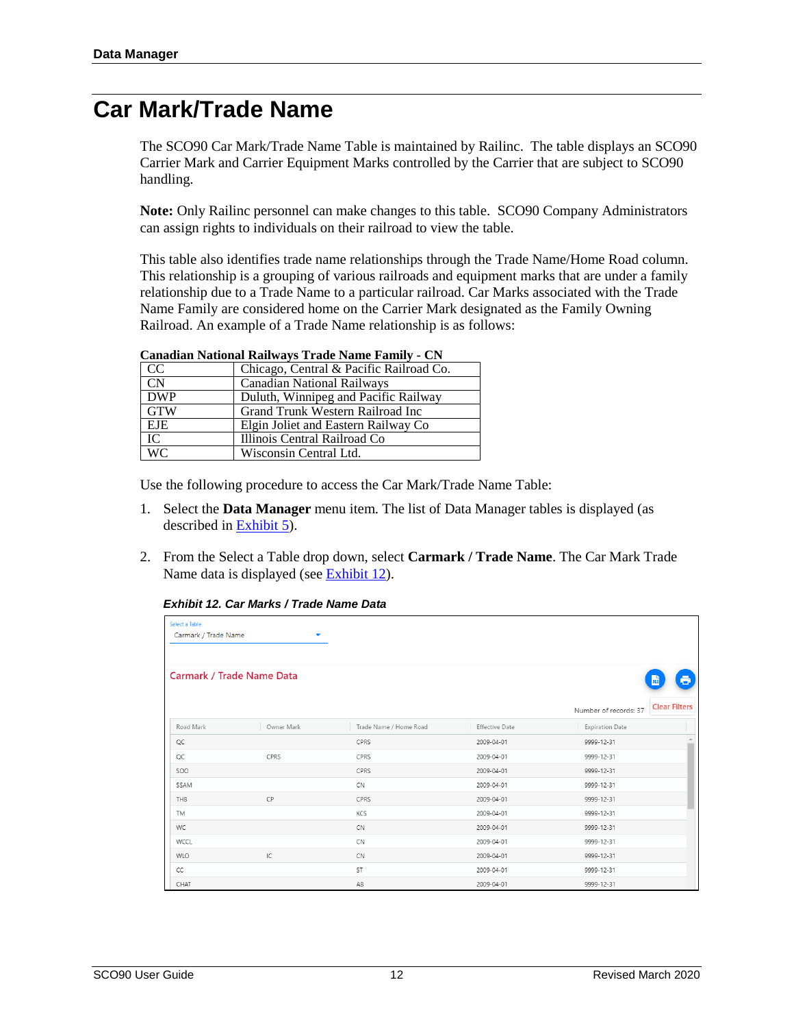# Car Mark/Trade Name

The SCO90 Car Mark/Trade Name Table is maintained by Railinc. The table displays an SCO90 Carrier Mark and Carrier Equipment Marks controlled by the Carrier that are subject to SCO90 handling.

**Note:** Only Railinc personnel can make changes to this table. SCO90 Company Administrators can assign rights to individuals on their railroad to view the table.

This table also identifies trade name relationships through the Trade Name/Home Road column. This relationship is a grouping of various railroads and equipment marks that are under a family relationship due to a Trade Name to a particular railroad. Car Marks associated with the Trade Name Family are considered home on the Carrier Mark designated as the Family Owning Railroad. An example of a Trade Name relationship is as follows:

**Canadian National Railways Trade Name Family - CN**

| | |
|---|---|
| CC | Chicago, Central & Pacific Railroad Co. |
| CN | Canadian National Railways |
| DWP | Duluth, Winnipeg and Pacific Railway |
| GTW | Grand Trunk Western Railroad Inc |
| EJE | Elgin Joliet and Eastern Railway Co |
| IC | Illinois Central Railroad Co |
| WC | Wisconsin Central Ltd. |

Use the following procedure to access the Car Mark/Trade Name Table:

1. Select the **Data Manager** menu item. The list of Data Manager tables is displayed (as described in Exhibit 5).
2. From the Select a Table drop down, select **Carmark / Trade Name**. The Car Mark Trade Name data is displayed (see Exhibit 12).

***Exhibit 12. Car Marks / Trade Name Data***

Select a Table
Carmark / Trade Name

Carmark / Trade Name Data

Number of records: 37 Clear Filters

| Road Mark | Owner Mark | Trade Name / Home Road | Effective Date | Expiration Date |
|---|---|---|---|---|
| QC | | CPRS | 2009-04-01 | 9999-12-31 |
| QC | CPRS | CPRS | 2009-04-01 | 9999-12-31 |
| SOO | | CPRS | 2009-04-01 | 9999-12-31 |
| SSAM | | CN | 2009-04-01 | 9999-12-31 |
| THB | CP | CPRS | 2009-04-01 | 9999-12-31 |
| TM | | KCS | 2009-04-01 | 9999-12-31 |
| WC | | CN | 2009-04-01 | 9999-12-31 |
| WCCL | | CN | 2009-04-01 | 9999-12-31 |
| WLO | IC | CN | 2009-04-01 | 9999-12-31 |
| CC | | ST | 2009-04-01 | 9999-12-31 |
| CHAT | | AB | 2009-04-01 | 9999-12-31 |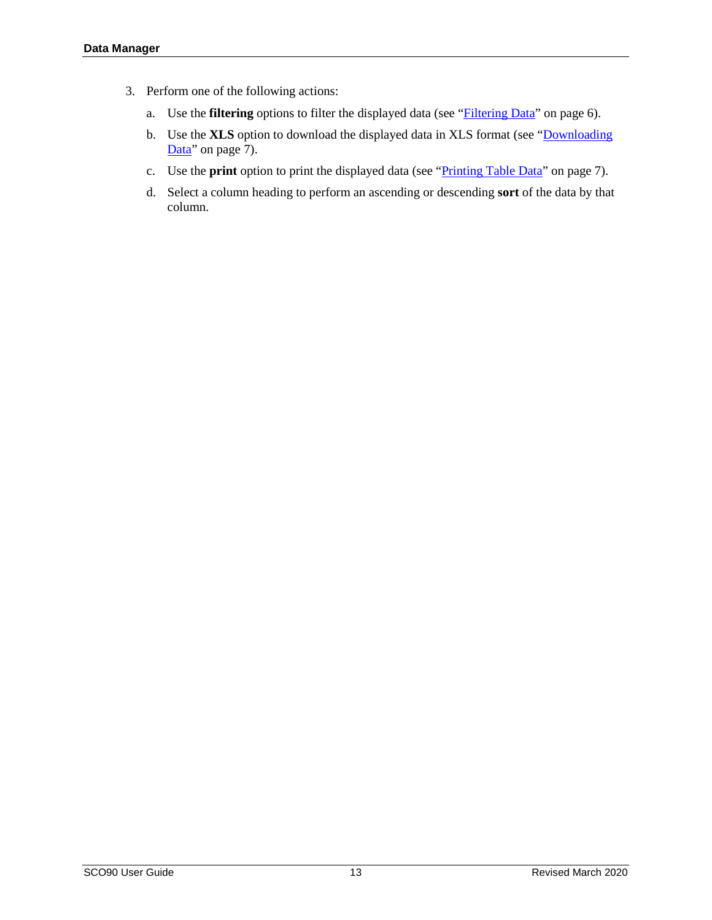3. Perform one of the following actions:

   a. Use the **filtering** options to filter the displayed data (see "Filtering Data" on page 6).

   b. Use the **XLS** option to download the displayed data in XLS format (see "Downloading Data" on page 7).

   c. Use the **print** option to print the displayed data (see "Printing Table Data" on page 7).

   d. Select a column heading to perform an ascending or descending **sort** of the data by that column.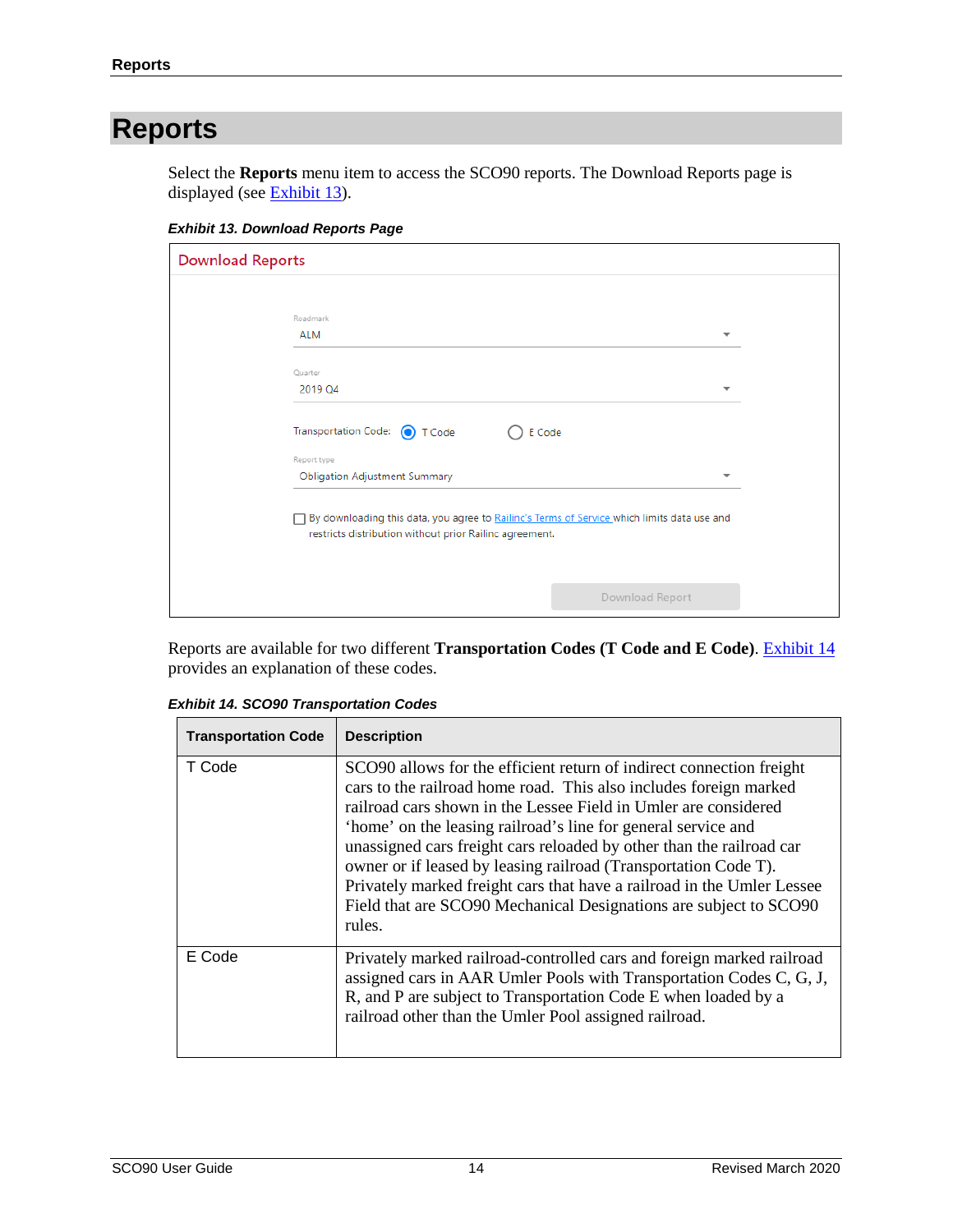# Reports

Select the **Reports** menu item to access the SCO90 reports. The Download Reports page is displayed (see Exhibit 13).

***Exhibit 13. Download Reports Page***

Download Reports

Roadmark
ALM

Quarter
2019 Q4

Transportation Code: T Code E Code

Report type
Obligation Adjustment Summary

By downloading this data, you agree to Railinc's Terms of Service which limits data use and restricts distribution without prior Railinc agreement.

Download Report

Reports are available for two different **Transportation Codes (T Code and E Code)**. Exhibit 14 provides an explanation of these codes.

***Exhibit 14. SCO90 Transportation Codes***

| Transportation Code | Description |
|---|---|
| T Code | SCO90 allows for the efficient return of indirect connection freight cars to the railroad home road. This also includes foreign marked railroad cars shown in the Lessee Field in Umler are considered 'home' on the leasing railroad's line for general service and unassigned cars freight cars reloaded by other than the railroad car owner or if leased by leasing railroad (Transportation Code T). Privately marked freight cars that have a railroad in the Umler Lessee Field that are SCO90 Mechanical Designations are subject to SCO90 rules. |
| E Code | Privately marked railroad-controlled cars and foreign marked railroad assigned cars in AAR Umler Pools with Transportation Codes C, G, J, R, and P are subject to Transportation Code E when loaded by a railroad other than the Umler Pool assigned railroad. |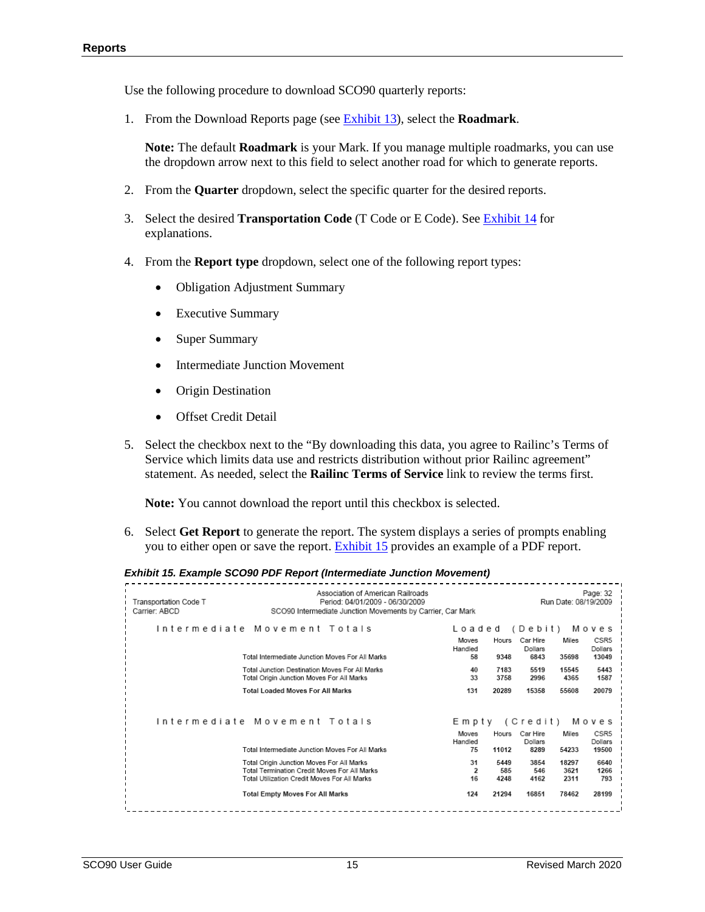Use the following procedure to download SCO90 quarterly reports:

1. From the Download Reports page (see Exhibit 13), select the **Roadmark**.

   **Note:** The default **Roadmark** is your Mark. If you manage multiple roadmarks, you can use the dropdown arrow next to this field to select another road for which to generate reports.

2. From the **Quarter** dropdown, select the specific quarter for the desired reports.

3. Select the desired **Transportation Code** (T Code or E Code). See Exhibit 14 for explanations.

4. From the **Report type** dropdown, select one of the following report types:

   - Obligation Adjustment Summary
   - Executive Summary
   - Super Summary
   - Intermediate Junction Movement
   - Origin Destination
   - Offset Credit Detail

5. Select the checkbox next to the “By downloading this data, you agree to Railinc’s Terms of Service which limits data use and restricts distribution without prior Railinc agreement” statement. As needed, select the **Railinc Terms of Service** link to review the terms first.

   **Note:** You cannot download the report until this checkbox is selected.

6. Select **Get Report** to generate the report. The system displays a series of prompts enabling you to either open or save the report. Exhibit 15 provides an example of a PDF report.

***Exhibit 15. Example SCO90 PDF Report (Intermediate Junction Movement)***

Transportation Code T
Carrier: ABCD

Association of American Railroads
Period: 04/01/2009 - 06/30/2009
SCO90 Intermediate Junction Movements by Carrier, Car Mark

Page: 32
Run Date: 08/19/2009

| Intermediate Movement Totals | Loaded (Debit) Moves | | | | |
|---|---|---|---|---|---|
| | Moves Handled | Hours | Car Hire Dollars | Miles | CSR5 Dollars |
| Total Intermediate Junction Moves For All Marks | 58 | 9348 | 6843 | 35698 | 13049 |
| Total Junction Destination Moves For All Marks | 40 | 7183 | 5519 | 15545 | 5443 |
| Total Origin Junction Moves For All Marks | 33 | 3758 | 2996 | 4365 | 1587 |
| **Total Loaded Moves For All Marks** | 131 | 20289 | 15358 | 55608 | 20079 |

| Intermediate Movement Totals | Empty (Credit) Moves | | | | |
|---|---|---|---|---|---|
| | Moves Handled | Hours | Car Hire Dollars | Miles | CSR5 Dollars |
| Total Intermediate Junction Moves For All Marks | 75 | 11012 | 8289 | 54233 | 19500 |
| Total Origin Junction Moves For All Marks | 31 | 5449 | 3854 | 18297 | 6640 |
| Total Termination Credit Moves For All Marks | 2 | 585 | 546 | 3621 | 1266 |
| Total Utilization Credit Moves For All Marks | 16 | 4248 | 4162 | 2311 | 793 |
| **Total Empty Moves For All Marks** | 124 | 21294 | 16851 | 78462 | 28199 |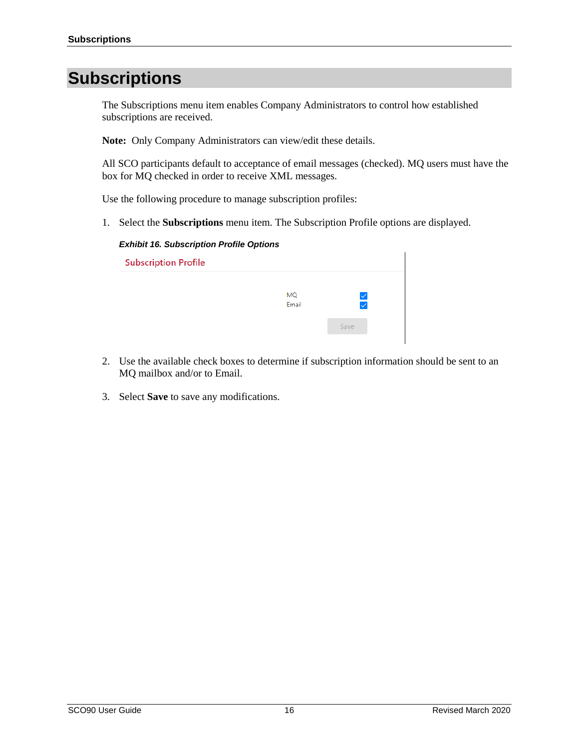# Subscriptions

The Subscriptions menu item enables Company Administrators to control how established subscriptions are received.

**Note:** Only Company Administrators can view/edit these details.

All SCO participants default to acceptance of email messages (checked). MQ users must have the box for MQ checked in order to receive XML messages.

Use the following procedure to manage subscription profiles:

1. Select the **Subscriptions** menu item. The Subscription Profile options are displayed.

***Exhibit 16. Subscription Profile Options***

Subscription Profile

MQ ☑
Email ☑

Save

2. Use the available check boxes to determine if subscription information should be sent to an MQ mailbox and/or to Email.

3. Select **Save** to save any modifications.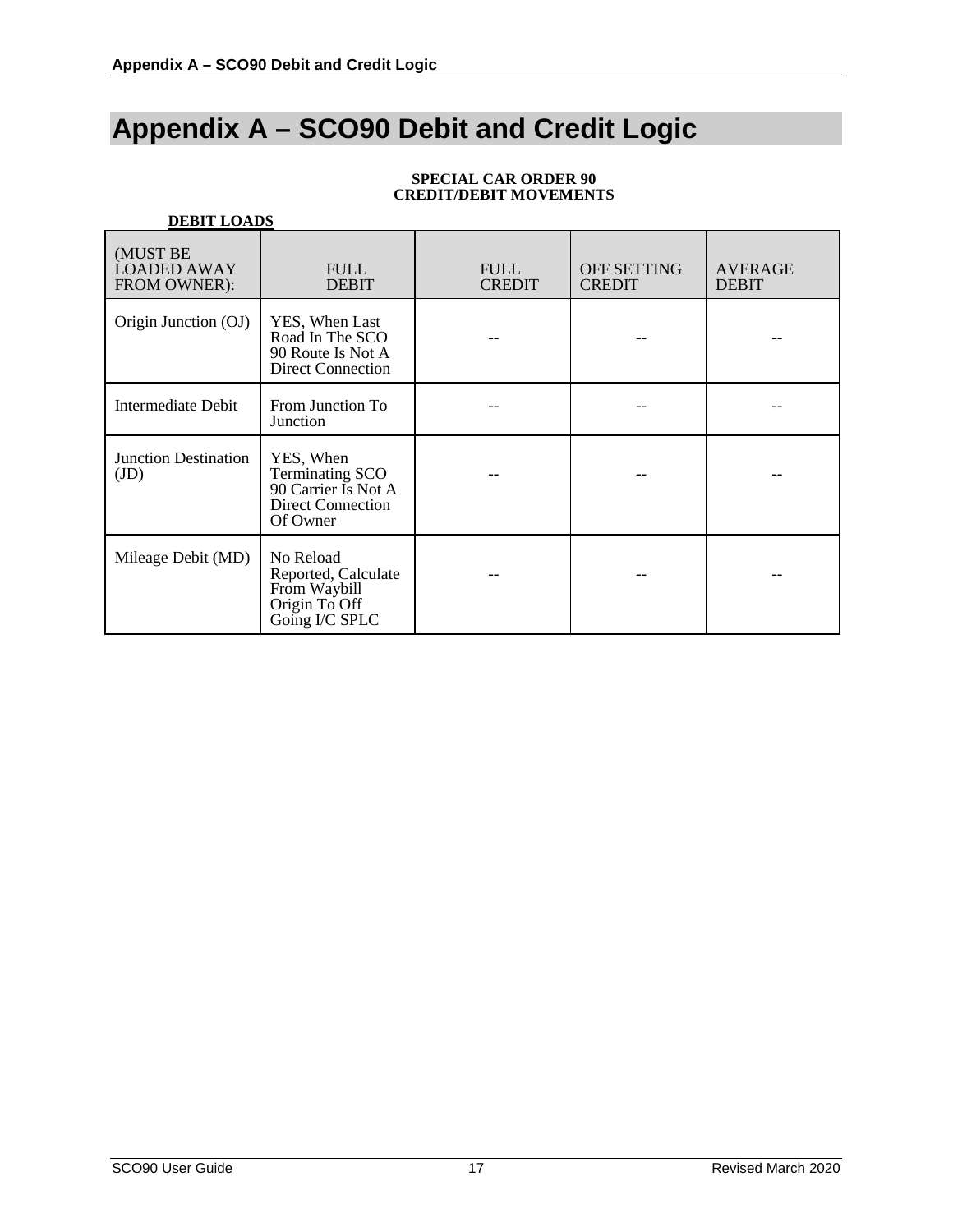# Appendix A – SCO90 Debit and Credit Logic

**SPECIAL CAR ORDER 90**
**CREDIT/DEBIT MOVEMENTS**

**DEBIT LOADS**

| (MUST BE LOADED AWAY FROM OWNER): | FULL DEBIT | FULL CREDIT | OFF SETTING CREDIT | AVERAGE DEBIT |
|---|---|---|---|---|
| Origin Junction (OJ) | YES, When Last Road In The SCO 90 Route Is Not A Direct Connection | -- | -- | -- |
| Intermediate Debit | From Junction To Junction | -- | -- | -- |
| Junction Destination (JD) | YES, When Terminating SCO 90 Carrier Is Not A Direct Connection Of Owner | -- | -- | -- |
| Mileage Debit (MD) | No Reload Reported, Calculate From Waybill Origin To Off Going I/C SPLC | -- | -- | -- |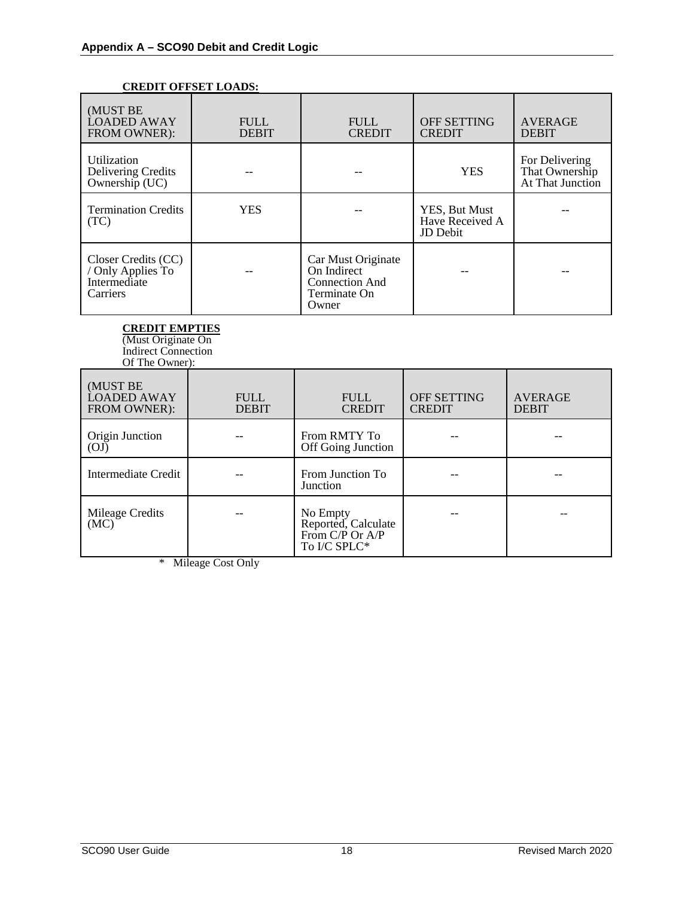**CREDIT OFFSET LOADS:**

| (MUST BE LOADED AWAY FROM OWNER): | FULL DEBIT | FULL CREDIT | OFF SETTING CREDIT | AVERAGE DEBIT |
|---|---|---|---|---|
| Utilization Delivering Credits Ownership (UC) | -- | -- | YES | For Delivering That Ownership At That Junction |
| Termination Credits (TC) | YES | -- | YES, But Must Have Received A JD Debit | -- |
| Closer Credits (CC) / Only Applies To Intermediate Carriers | -- | Car Must Originate On Indirect Connection And Terminate On Owner | -- | -- |

**CREDIT EMPTIES**
(Must Originate On Indirect Connection Of The Owner):

| (MUST BE LOADED AWAY FROM OWNER): | FULL DEBIT | FULL CREDIT | OFF SETTING CREDIT | AVERAGE DEBIT |
|---|---|---|---|---|
| Origin Junction (OJ) | -- | From RMTY To Off Going Junction | -- | -- |
| Intermediate Credit | -- | From Junction To Junction | -- | -- |
| Mileage Credits (MC) | -- | No Empty Reported, Calculate From C/P Or A/P To I/C SPLC* | -- | -- |

\* Mileage Cost Only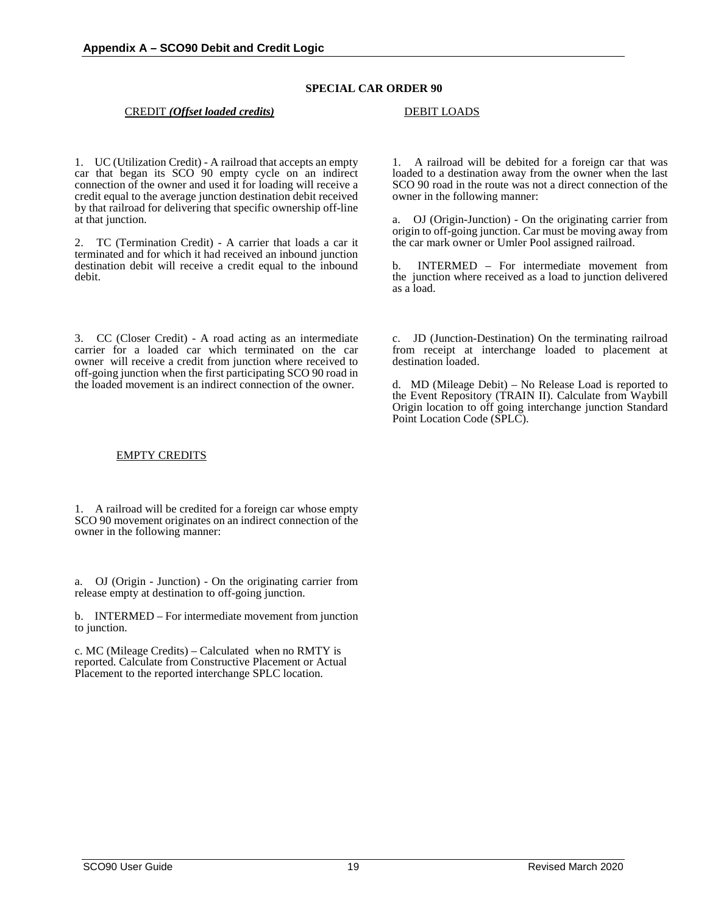# Appendix A – SCO90 Debit and Credit Logic

## SPECIAL CAR ORDER 90

### CREDIT *(Offset loaded credits)*

1. UC (Utilization Credit) - A railroad that accepts an empty car that began its SCO 90 empty cycle on an indirect connection of the owner and used it for loading will receive a credit equal to the average junction destination debit received by that railroad for delivering that specific ownership off-line at that junction.

2. TC (Termination Credit) - A carrier that loads a car it terminated and for which it had received an inbound junction destination debit will receive a credit equal to the inbound debit.

3. CC (Closer Credit) - A road acting as an intermediate carrier for a loaded car which terminated on the car owner will receive a credit from junction where received to off-going junction when the first participating SCO 90 road in the loaded movement is an indirect connection of the owner.

### EMPTY CREDITS

1. A railroad will be credited for a foreign car whose empty SCO 90 movement originates on an indirect connection of the owner in the following manner:

a. OJ (Origin - Junction) - On the originating carrier from release empty at destination to off-going junction.

b. INTERMED – For intermediate movement from junction to junction.

c. MC (Mileage Credits) – Calculated when no RMTY is reported. Calculate from Constructive Placement or Actual Placement to the reported interchange SPLC location.

### DEBIT LOADS

1. A railroad will be debited for a foreign car that was loaded to a destination away from the owner when the last SCO 90 road in the route was not a direct connection of the owner in the following manner:

a. OJ (Origin-Junction) - On the originating carrier from origin to off-going junction. Car must be moving away from the car mark owner or Umler Pool assigned railroad.

b. INTERMED – For intermediate movement from the junction where received as a load to junction delivered as a load.

c. JD (Junction-Destination) On the terminating railroad from receipt at interchange loaded to placement at destination loaded.

d. MD (Mileage Debit) – No Release Load is reported to the Event Repository (TRAIN II). Calculate from Waybill Origin location to off going interchange junction Standard Point Location Code (SPLC).